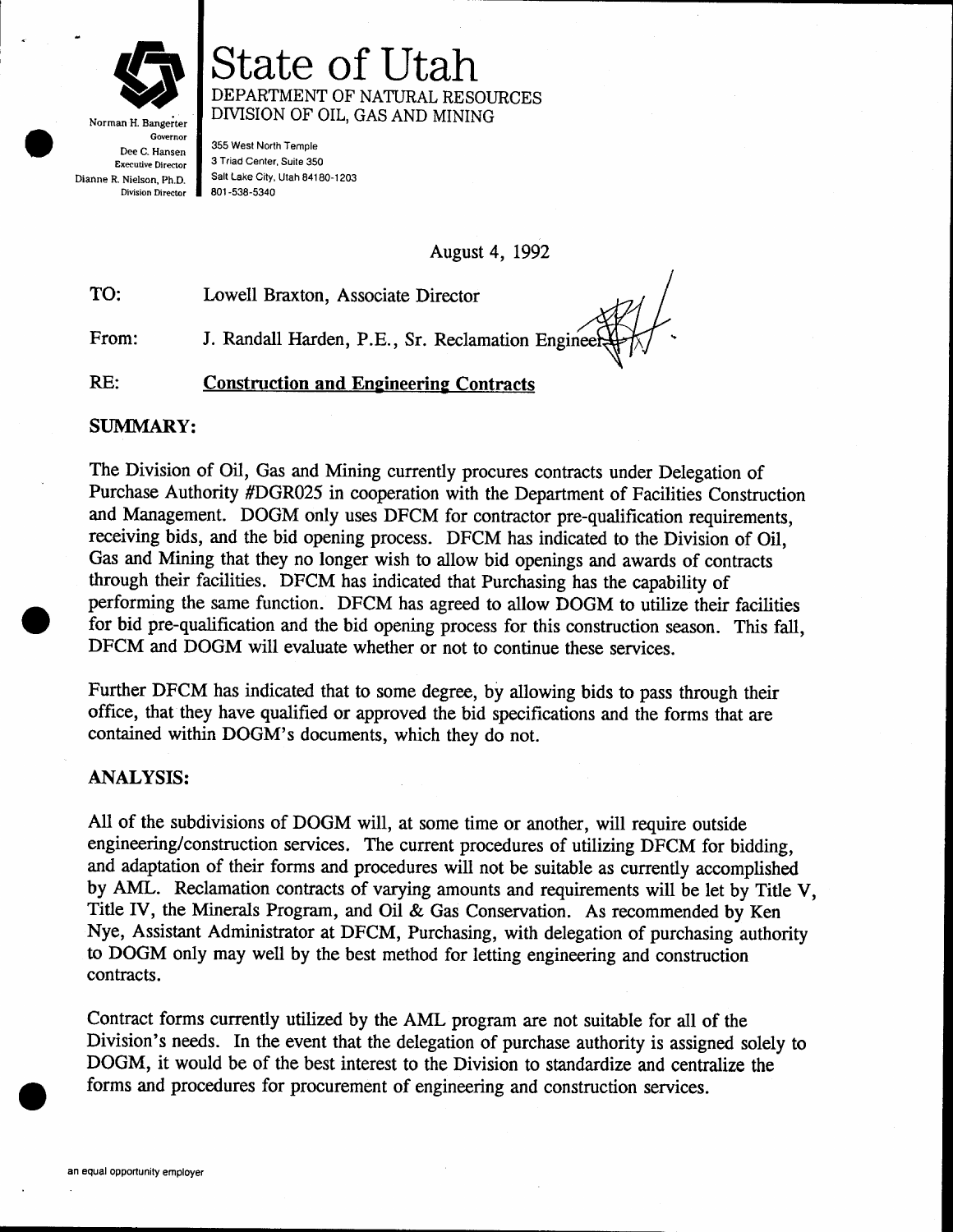# State of Utah

DEPARTMENT OF NATURAL RESOURCES
DIVISION OF OIL, GAS AND MINING

Norman H. Bangerter, Governor
Dee C. Hansen, Executive Director
Dianne R. Nielson, Ph.D., Division Director

355 West North Temple
3 Triad Center, Suite 350
Salt Lake City, Utah 84180-1203
801-538-5340

August 4, 1992

TO: Lowell Braxton, Associate Director

From: J. Randall Harden, P.E., Sr. Reclamation Engineer

RE: **Construction and Engineering Contracts**

**SUMMARY:**

The Division of Oil, Gas and Mining currently procures contracts under Delegation of Purchase Authority #DGR025 in cooperation with the Department of Facilities Construction and Management. DOGM only uses DFCM for contractor pre-qualification requirements, receiving bids, and the bid opening process. DFCM has indicated to the Division of Oil, Gas and Mining that they no longer wish to allow bid openings and awards of contracts through their facilities. DFCM has indicated that Purchasing has the capability of performing the same function. DFCM has agreed to allow DOGM to utilize their facilities for bid pre-qualification and the bid opening process for this construction season. This fall, DFCM and DOGM will evaluate whether or not to continue these services.

Further DFCM has indicated that to some degree, by allowing bids to pass through their office, that they have qualified or approved the bid specifications and the forms that are contained within DOGM's documents, which they do not.

**ANALYSIS:**

All of the subdivisions of DOGM will, at some time or another, will require outside engineering/construction services. The current procedures of utilizing DFCM for bidding, and adaptation of their forms and procedures will not be suitable as currently accomplished by AML. Reclamation contracts of varying amounts and requirements will be let by Title V, Title IV, the Minerals Program, and Oil & Gas Conservation. As recommended by Ken Nye, Assistant Administrator at DFCM, Purchasing, with delegation of purchasing authority to DOGM only may well by the best method for letting engineering and construction contracts.

Contract forms currently utilized by the AML program are not suitable for all of the Division's needs. In the event that the delegation of purchase authority is assigned solely to DOGM, it would be of the best interest to the Division to standardize and centralize the forms and procedures for procurement of engineering and construction services.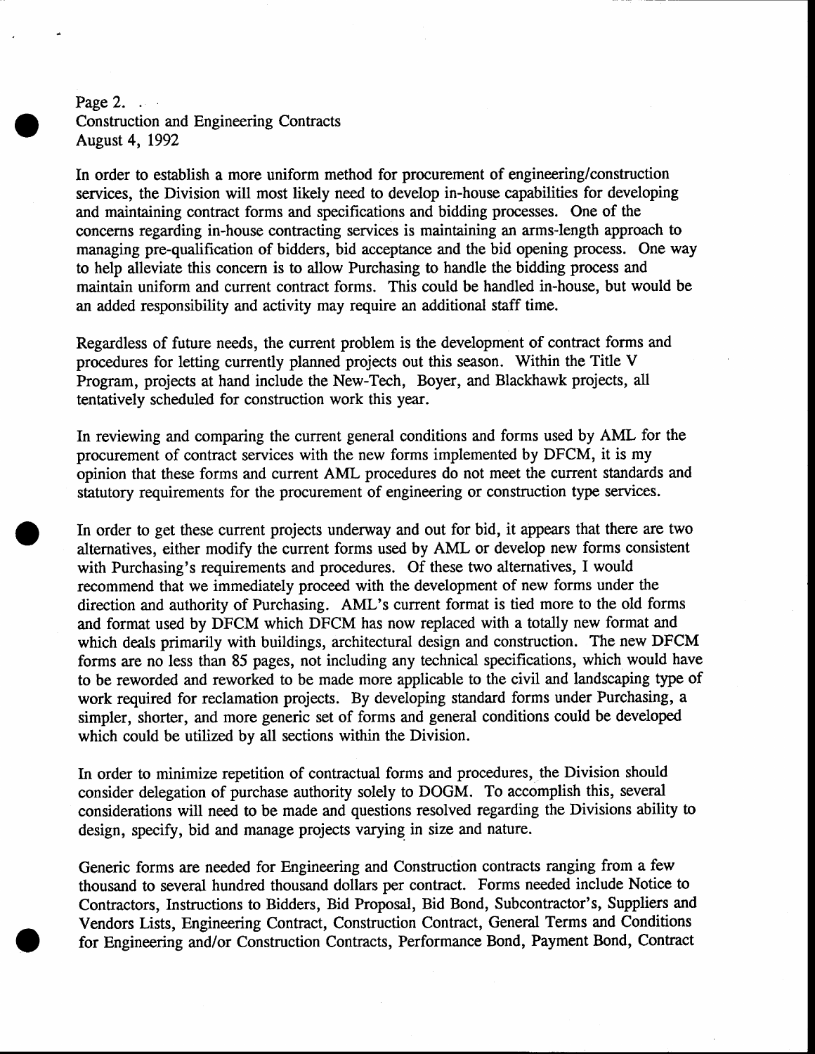In order to establish a more uniform method for procurement of engineering/construction services, the Division will most likely need to develop in-house capabilities for developing and maintaining contract forms and specifications and bidding processes. One of the concerns regarding in-house contracting services is maintaining an arms-length approach to managing pre-qualification of bidders, bid acceptance and the bid opening process. One way to help alleviate this concern is to allow Purchasing to handle the bidding process and maintain uniform and current contract forms. This could be handled in-house, but would be an added responsibility and activity may require an additional staff time.

Regardless of future needs, the current problem is the development of contract forms and procedures for letting currently planned projects out this season. Within the Title V Program, projects at hand include the New-Tech, Boyer, and Blackhawk projects, all tentatively scheduled for construction work this year.

In reviewing and comparing the current general conditions and forms used by AML for the procurement of contract services with the new forms implemented by DFCM, it is my opinion that these forms and current AML procedures do not meet the current standards and statutory requirements for the procurement of engineering or construction type services.

In order to get these current projects underway and out for bid, it appears that there are two alternatives, either modify the current forms used by AML or develop new forms consistent with Purchasing's requirements and procedures. Of these two alternatives, I would recommend that we immediately proceed with the development of new forms under the direction and authority of Purchasing. AML's current format is tied more to the old forms and format used by DFCM which DFCM has now replaced with a totally new format and which deals primarily with buildings, architectural design and construction. The new DFCM forms are no less than 85 pages, not including any technical specifications, which would have to be reworded and reworked to be made more applicable to the civil and landscaping type of work required for reclamation projects. By developing standard forms under Purchasing, a simpler, shorter, and more generic set of forms and general conditions could be developed which could be utilized by all sections within the Division.

In order to minimize repetition of contractual forms and procedures, the Division should consider delegation of purchase authority solely to DOGM. To accomplish this, several considerations will need to be made and questions resolved regarding the Divisions ability to design, specify, bid and manage projects varying in size and nature.

Generic forms are needed for Engineering and Construction contracts ranging from a few thousand to several hundred thousand dollars per contract. Forms needed include Notice to Contractors, Instructions to Bidders, Bid Proposal, Bid Bond, Subcontractor's, Suppliers and Vendors Lists, Engineering Contract, Construction Contract, General Terms and Conditions for Engineering and/or Construction Contracts, Performance Bond, Payment Bond, Contract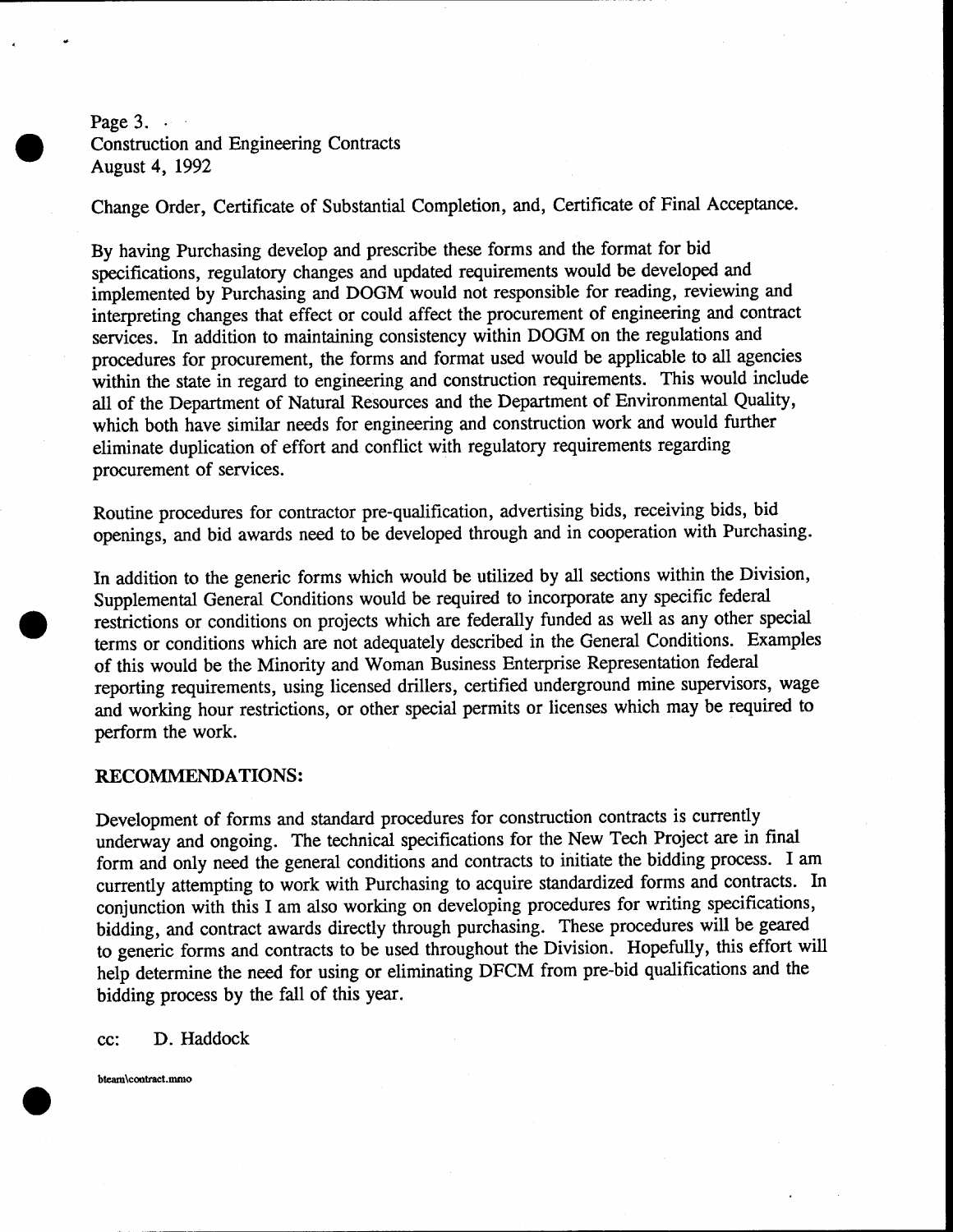Change Order, Certificate of Substantial Completion, and, Certificate of Final Acceptance.

By having Purchasing develop and prescribe these forms and the format for bid specifications, regulatory changes and updated requirements would be developed and implemented by Purchasing and DOGM would not responsible for reading, reviewing and interpreting changes that effect or could affect the procurement of engineering and contract services. In addition to maintaining consistency within DOGM on the regulations and procedures for procurement, the forms and format used would be applicable to all agencies within the state in regard to engineering and construction requirements. This would include all of the Department of Natural Resources and the Department of Environmental Quality, which both have similar needs for engineering and construction work and would further eliminate duplication of effort and conflict with regulatory requirements regarding procurement of services.

Routine procedures for contractor pre-qualification, advertising bids, receiving bids, bid openings, and bid awards need to be developed through and in cooperation with Purchasing.

In addition to the generic forms which would be utilized by all sections within the Division, Supplemental General Conditions would be required to incorporate any specific federal restrictions or conditions on projects which are federally funded as well as any other special terms or conditions which are not adequately described in the General Conditions. Examples of this would be the Minority and Woman Business Enterprise Representation federal reporting requirements, using licensed drillers, certified underground mine supervisors, wage and working hour restrictions, or other special permits or licenses which may be required to perform the work.

**RECOMMENDATIONS:**

Development of forms and standard procedures for construction contracts is currently underway and ongoing. The technical specifications for the New Tech Project are in final form and only need the general conditions and contracts to initiate the bidding process. I am currently attempting to work with Purchasing to acquire standardized forms and contracts. In conjunction with this I am also working on developing procedures for writing specifications, bidding, and contract awards directly through purchasing. These procedures will be geared to generic forms and contracts to be used throughout the Division. Hopefully, this effort will help determine the need for using or eliminating DFCM from pre-bid qualifications and the bidding process by the fall of this year.

cc: D. Haddock

bteam\contract.mmo